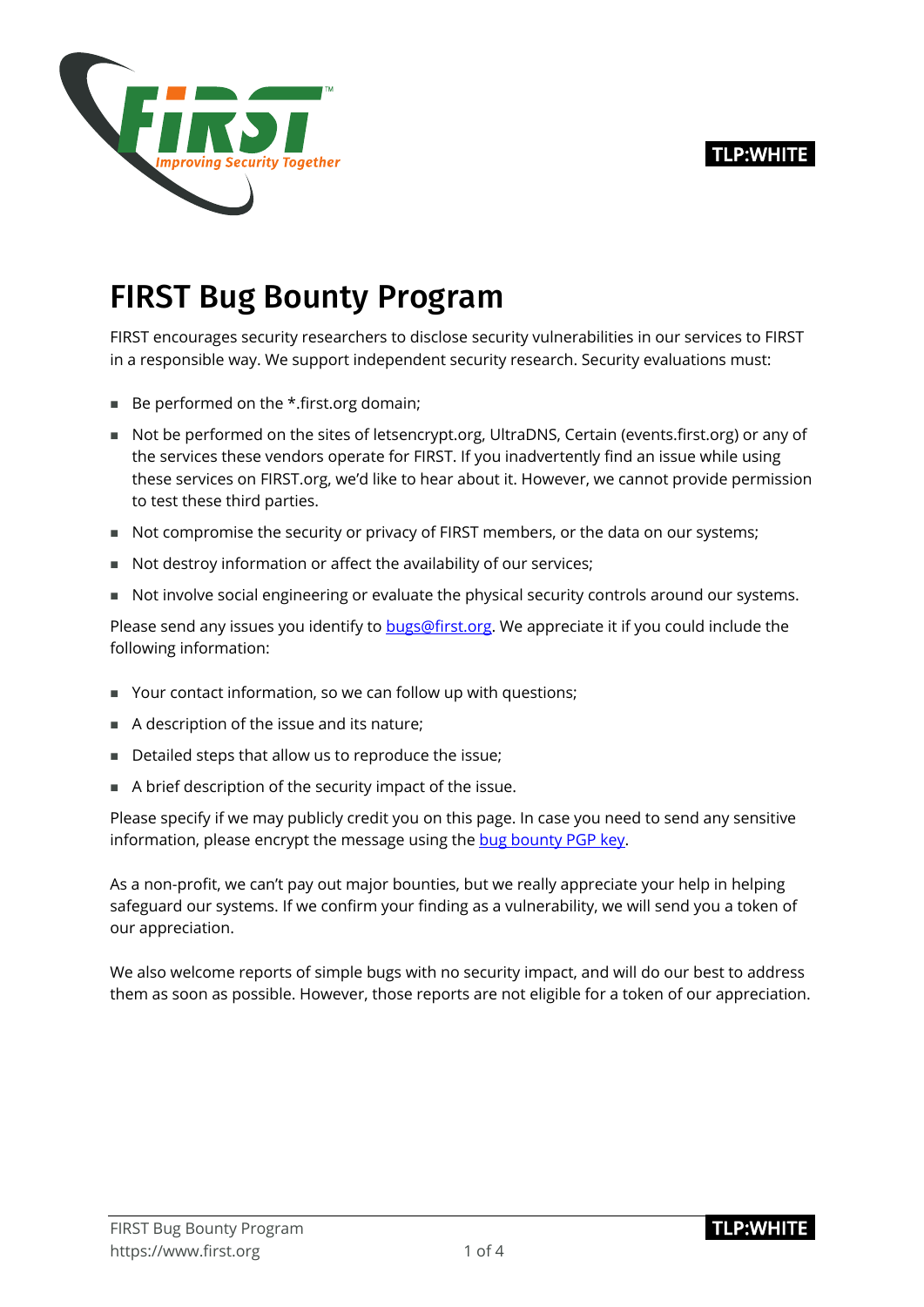TLP:WHITE

# FIRST Bug Bounty Program

FIRST encourages security researchers to disclose security vulnerabilities in our services to FIRST in a responsible way. We support independent security research. Security evaluations must:

- Be performed on the *.first.org domain;
- Not be performed on the sites of letsencrypt.org, UltraDNS, Certain (events.first.org) or any of the services these vendors operate for FIRST. If you inadvertently find an issue while using these services on FIRST.org, we'd like to hear about it. However, we cannot provide permission to test these third parties.
- Not compromise the security or privacy of FIRST members, or the data on our systems;
- Not destroy information or affect the availability of our services;
- Not involve social engineering or evaluate the physical security controls around our systems.

Please send any issues you identify to bugs@first.org. We appreciate it if you could include the following information:

- Your contact information, so we can follow up with questions;
- A description of the issue and its nature;
- Detailed steps that allow us to reproduce the issue;
- A brief description of the security impact of the issue.

Please specify if we may publicly credit you on this page. In case you need to send any sensitive information, please encrypt the message using the bug bounty PGP key.

As a non-profit, we can't pay out major bounties, but we really appreciate your help in helping safeguard our systems. If we confirm your finding as a vulnerability, we will send you a token of our appreciation.

We also welcome reports of simple bugs with no security impact, and will do our best to address them as soon as possible. However, those reports are not eligible for a token of our appreciation.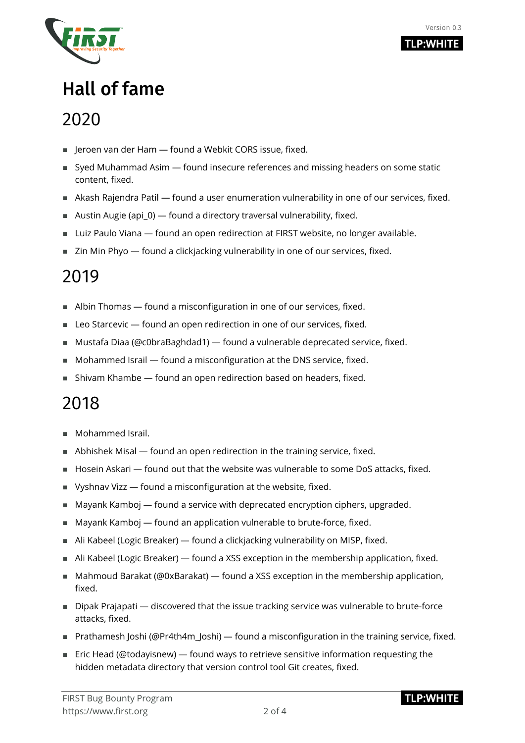# Hall of fame

## 2020

- Jeroen van der Ham — found a Webkit CORS issue, fixed.
- Syed Muhammad Asim — found insecure references and missing headers on some static content, fixed.
- Akash Rajendra Patil — found a user enumeration vulnerability in one of our services, fixed.
- Austin Augie (api_0) — found a directory traversal vulnerability, fixed.
- Luiz Paulo Viana — found an open redirection at FIRST website, no longer available.
- Zin Min Phyo — found a clickjacking vulnerability in one of our services, fixed.

## 2019

- Albin Thomas — found a misconfiguration in one of our services, fixed.
- Leo Starcevic — found an open redirection in one of our services, fixed.
- Mustafa Diaa (@c0braBaghdad1) — found a vulnerable deprecated service, fixed.
- Mohammed Israil — found a misconfiguration at the DNS service, fixed.
- Shivam Khambe — found an open redirection based on headers, fixed.

## 2018

- Mohammed Israil.
- Abhishek Misal — found an open redirection in the training service, fixed.
- Hosein Askari — found out that the website was vulnerable to some DoS attacks, fixed.
- Vyshnav Vizz — found a misconfiguration at the website, fixed.
- Mayank Kamboj — found a service with deprecated encryption ciphers, upgraded.
- Mayank Kamboj — found an application vulnerable to brute-force, fixed.
- Ali Kabeel (Logic Breaker) — found a clickjacking vulnerability on MISP, fixed.
- Ali Kabeel (Logic Breaker) — found a XSS exception in the membership application, fixed.
- Mahmoud Barakat (@0xBarakat) — found a XSS exception in the membership application, fixed.
- Dipak Prajapati — discovered that the issue tracking service was vulnerable to brute-force attacks, fixed.
- Prathamesh Joshi (@Pr4th4m_Joshi) — found a misconfiguration in the training service, fixed.
- Eric Head (@todayisnew) — found ways to retrieve sensitive information requesting the hidden metadata directory that version control tool Git creates, fixed.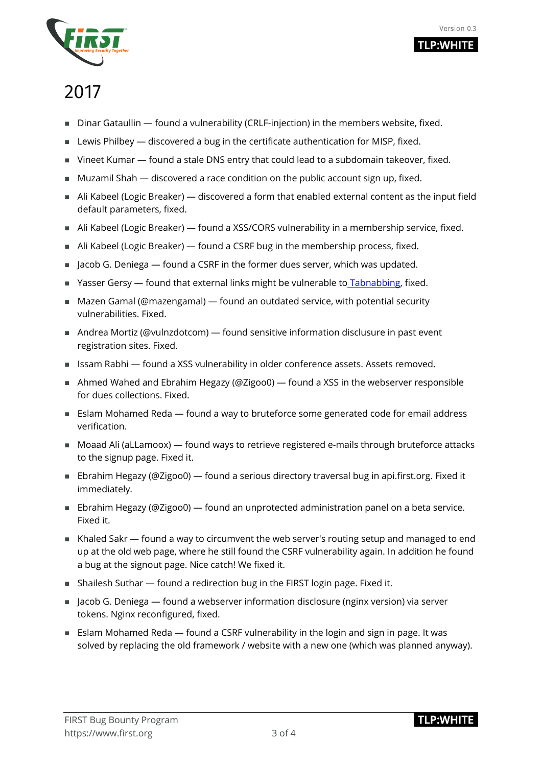# 2017

- Dinar Gataullin — found a vulnerability (CRLF-injection) in the members website, fixed.
- Lewis Philbey — discovered a bug in the certificate authentication for MISP, fixed.
- Vineet Kumar — found a stale DNS entry that could lead to a subdomain takeover, fixed.
- Muzamil Shah — discovered a race condition on the public account sign up, fixed.
- Ali Kabeel (Logic Breaker) — discovered a form that enabled external content as the input field default parameters, fixed.
- Ali Kabeel (Logic Breaker) — found a XSS/CORS vulnerability in a membership service, fixed.
- Ali Kabeel (Logic Breaker) — found a CSRF bug in the membership process, fixed.
- Jacob G. Deniega — found a CSRF in the former dues server, which was updated.
- Yasser Gersy — found that external links might be vulnerable to Tabnabbing, fixed.
- Mazen Gamal (@mazengamal) — found an outdated service, with potential security vulnerabilities. Fixed.
- Andrea Mortiz (@vulnzdotcom) — found sensitive information disclusure in past event registration sites. Fixed.
- Issam Rabhi — found a XSS vulnerability in older conference assets. Assets removed.
- Ahmed Wahed and Ebrahim Hegazy (@Zigoo0) — found a XSS in the webserver responsible for dues collections. Fixed.
- Eslam Mohamed Reda — found a way to bruteforce some generated code for email address verification.
- Moaad Ali (aLLamoox) — found ways to retrieve registered e-mails through bruteforce attacks to the signup page. Fixed it.
- Ebrahim Hegazy (@Zigoo0) — found a serious directory traversal bug in api.first.org. Fixed it immediately.
- Ebrahim Hegazy (@Zigoo0) — found an unprotected administration panel on a beta service. Fixed it.
- Khaled Sakr — found a way to circumvent the web server's routing setup and managed to end up at the old web page, where he still found the CSRF vulnerability again. In addition he found a bug at the signout page. Nice catch! We fixed it.
- Shailesh Suthar — found a redirection bug in the FIRST login page. Fixed it.
- Jacob G. Deniega — found a webserver information disclosure (nginx version) via server tokens. Nginx reconfigured, fixed.
- Eslam Mohamed Reda — found a CSRF vulnerability in the login and sign in page. It was solved by replacing the old framework / website with a new one (which was planned anyway).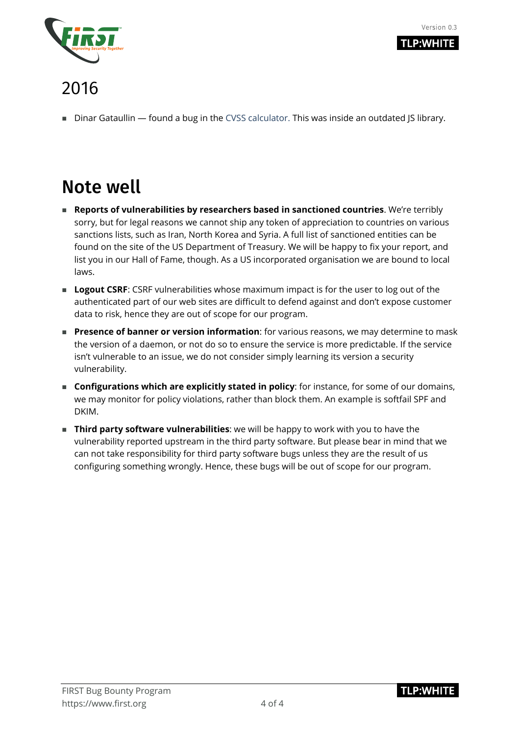## 2016

- Dinar Gataullin — found a bug in the CVSS calculator. This was inside an outdated JS library.

# Note well

- **Reports of vulnerabilities by researchers based in sanctioned countries**. We're terribly sorry, but for legal reasons we cannot ship any token of appreciation to countries on various sanctions lists, such as Iran, North Korea and Syria. A full list of sanctioned entities can be found on the site of the US Department of Treasury. We will be happy to fix your report, and list you in our Hall of Fame, though. As a US incorporated organisation we are bound to local laws.
- **Logout CSRF**: CSRF vulnerabilities whose maximum impact is for the user to log out of the authenticated part of our web sites are difficult to defend against and don't expose customer data to risk, hence they are out of scope for our program.
- **Presence of banner or version information**: for various reasons, we may determine to mask the version of a daemon, or not do so to ensure the service is more predictable. If the service isn't vulnerable to an issue, we do not consider simply learning its version a security vulnerability.
- **Configurations which are explicitly stated in policy**: for instance, for some of our domains, we may monitor for policy violations, rather than block them. An example is softfail SPF and DKIM.
- **Third party software vulnerabilities**: we will be happy to work with you to have the vulnerability reported upstream in the third party software. But please bear in mind that we can not take responsibility for third party software bugs unless they are the result of us configuring something wrongly. Hence, these bugs will be out of scope for our program.